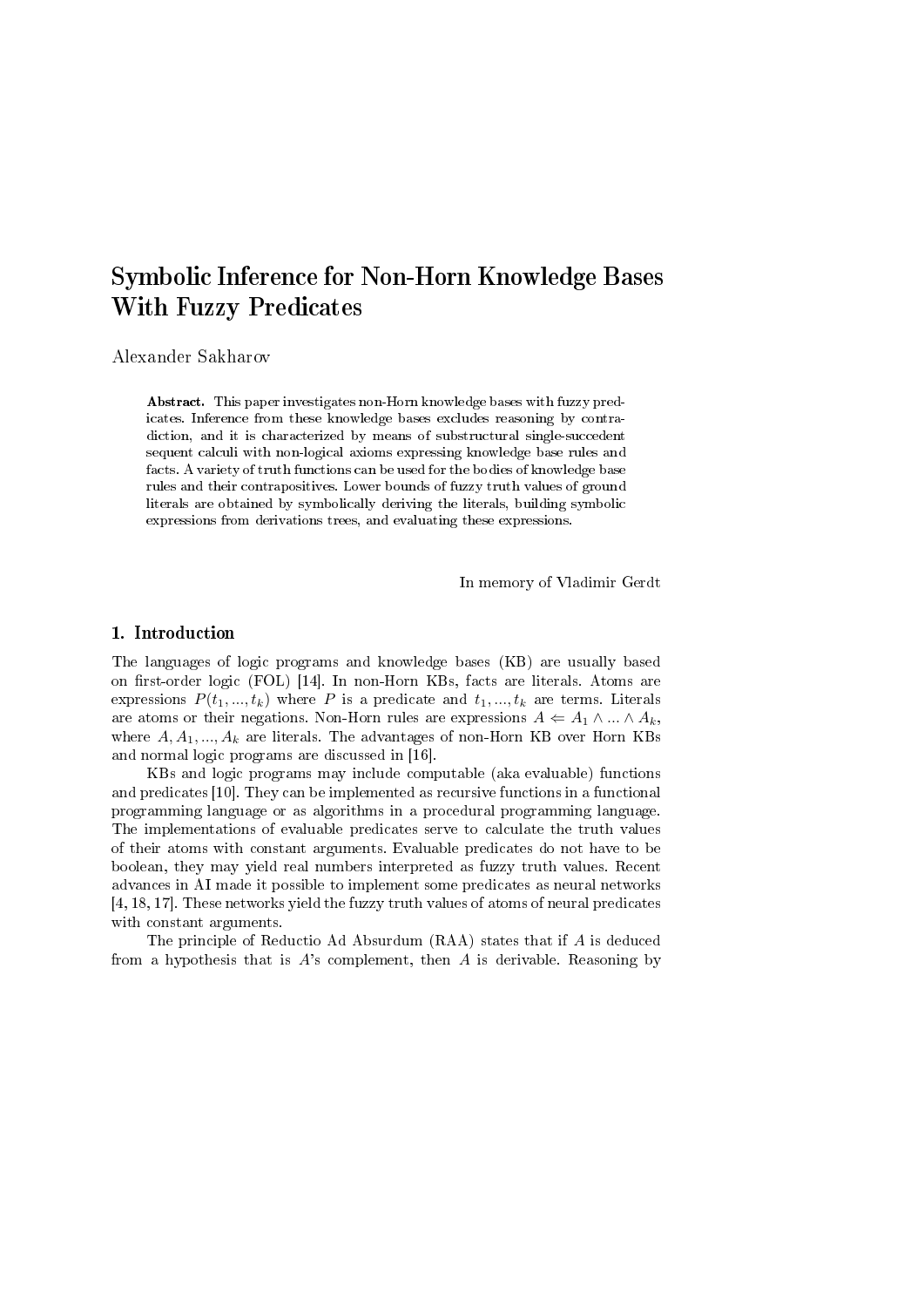# Symbolic Inference for Non-Horn Knowledge Bases With Fuzzy Predicates

Alexander Sakharov

**Abstract.** This paper investigates non-Horn knowledge bases with fuzzy predicates. Inference from these knowledge bases excludes reasoning by contradiction, and it is characterized by means of substructural single-succedent sequent calculi with non-logical axioms expressing knowledge base rules and facts. A variety of truth functions can be used for the bodies of knowledge base rules and their contrapositives. Lower bounds of fuzzy truth values of ground literals are obtained by symbolically deriving the literals, building symbolic expressions from derivations trees, and evaluating these expressions.

In memory of Vladimir Gerdt

## 1. Introduction

The languages of logic programs and knowledge bases (KB) are usually based on first-order logic (FOL) [14]. In non-Horn KBs, facts are literals. Atoms are expressions $P(t_1, ..., t_k)$ where $P$ is a predicate and $t_1, ..., t_k$ are terms. Literals are atoms or their negations. Non-Horn rules are expressions $A \Leftarrow A_1 \wedge ... \wedge A_k$, where $A, A_1, ..., A_k$ are literals. The advantages of non-Horn KB over Horn KBs and normal logic programs are discussed in [16].

KBs and logic programs may include computable (aka evaluable) functions and predicates [10]. They can be implemented as recursive functions in a functional programming language or as algorithms in a procedural programming language. The implementations of evaluable predicates serve to calculate the truth values of their atoms with constant arguments. Evaluable predicates do not have to be boolean, they may yield real numbers interpreted as fuzzy truth values. Recent advances in AI made it possible to implement some predicates as neural networks [4, 18, 17]. These networks yield the fuzzy truth values of atoms of neural predicates with constant arguments.

The principle of Reductio Ad Absurdum (RAA) states that if $A$ is deduced from a hypothesis that is $A$'s complement, then $A$ is derivable. Reasoning by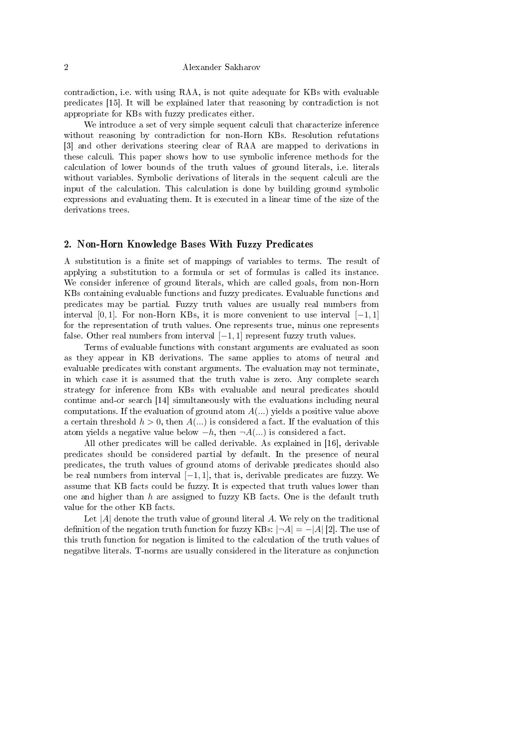contradiction, i.e. with using RAA, is not quite adequate for KBs with evaluable predicates [15]. It will be explained later that reasoning by contradiction is not appropriate for KBs with fuzzy predicates either.

We introduce a set of very simple sequent calculi that characterize inference without reasoning by contradiction for non-Horn KBs. Resolution refutations [3] and other derivations steering clear of RAA are mapped to derivations in these calculi. This paper shows how to use symbolic inference methods for the calculation of lower bounds of the truth values of ground literals, i.e. literals without variables. Symbolic derivations of literals in the sequent calculi are the input of the calculation. This calculation is done by building ground symbolic expressions and evaluating them. It is executed in a linear time of the size of the derivations trees.

## 2. Non-Horn Knowledge Bases With Fuzzy Predicates

A substitution is a finite set of mappings of variables to terms. The result of applying a substitution to a formula or set of formulas is called its instance. We consider inference of ground literals, which are called goals, from non-Horn KBs containing evaluable functions and fuzzy predicates. Evaluable functions and predicates may be partial. Fuzzy truth values are usually real numbers from interval $[0, 1]$. For non-Horn KBs, it is more convenient to use interval $[-1, 1]$ for the representation of truth values. One represents true, minus one represents false. Other real numbers from interval $[-1, 1]$ represent fuzzy truth values.

Terms of evaluable functions with constant arguments are evaluated as soon as they appear in KB derivations. The same applies to atoms of neural and evaluable predicates with constant arguments. The evaluation may not terminate, in which case it is assumed that the truth value is zero. Any complete search strategy for inference from KBs with evaluable and neural predicates should continue and-or search [14] simultaneously with the evaluations including neural computations. If the evaluation of ground atom $A(...)$ yields a positive value above a certain threshold $h > 0$, then $A(...)$ is considered a fact. If the evaluation of this atom yields a negative value below $-h$, then $\neg A(...)$ is considered a fact.

All other predicates will be called derivable. As explained in [16], derivable predicates should be considered partial by default. In the presence of neural predicates, the truth values of ground atoms of derivable predicates should also be real numbers from interval $[-1, 1]$, that is, derivable predicates are fuzzy. We assume that KB facts could be fuzzy. It is expected that truth values lower than one and higher than $h$ are assigned to fuzzy KB facts. One is the default truth value for the other KB facts.

Let $|A|$ denote the truth value of ground literal $A$. We rely on the traditional definition of the negation truth function for fuzzy KBs: $|\neg A| = -|A|$ [2]. The use of this truth function for negation is limited to the calculation of the truth values of negatibve literals. T-norms are usually considered in the literature as conjunction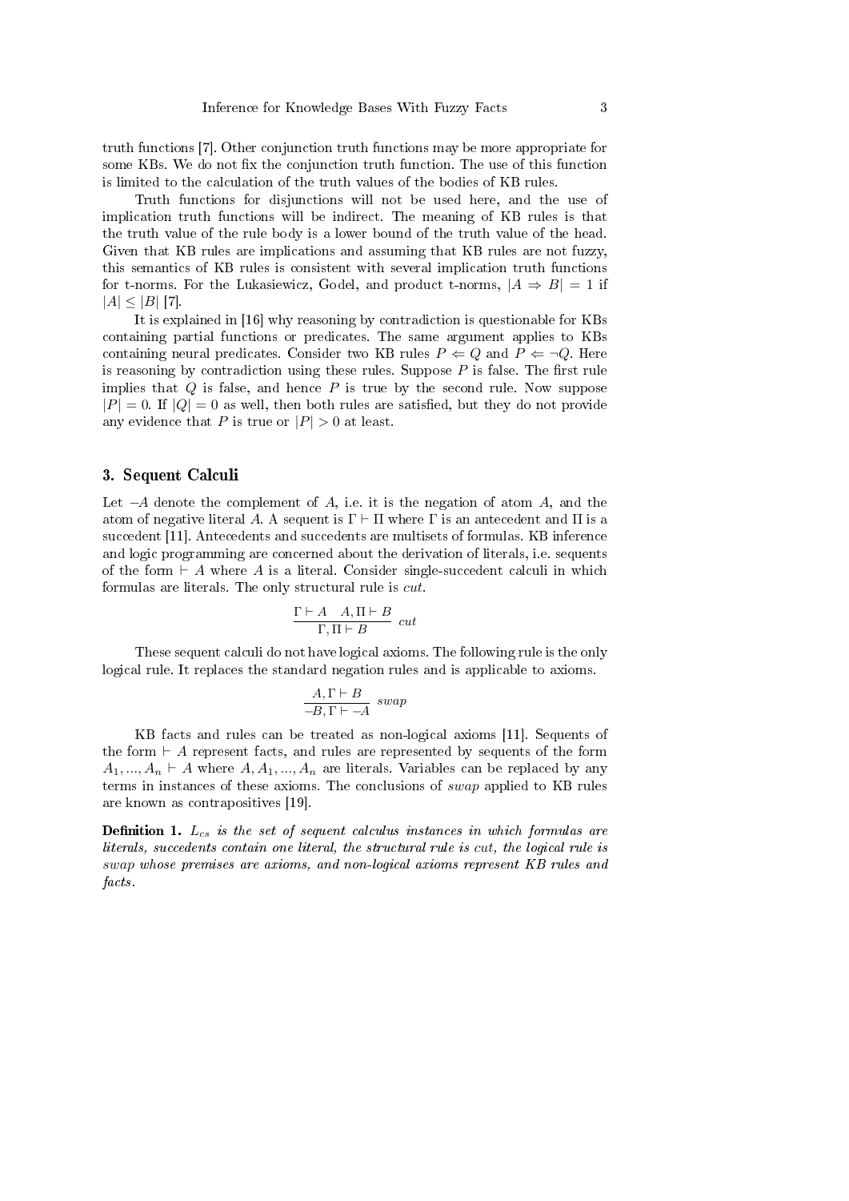truth functions [7]. Other conjunction truth functions may be more appropriate for some KBs. We do not fix the conjunction truth function. The use of this function is limited to the calculation of the truth values of the bodies of KB rules.

Truth functions for disjunctions will not be used here, and the use of implication truth functions will be indirect. The meaning of KB rules is that the truth value of the rule body is a lower bound of the truth value of the head. Given that KB rules are implications and assuming that KB rules are not fuzzy, this semantics of KB rules is consistent with several implication truth functions for t-norms. For the Lukasiewicz, Godel, and product t-norms, $|A \Rightarrow B| = 1$ if $|A| \leq |B|$ [7].

It is explained in [16] why reasoning by contradiction is questionable for KBs containing partial functions or predicates. The same argument applies to KBs containing neural predicates. Consider two KB rules $P \Leftarrow Q$ and $P \Leftarrow \neg Q$. Here is reasoning by contradiction using these rules. Suppose $P$ is false. The first rule implies that $Q$ is false, and hence $P$ is true by the second rule. Now suppose $|P| = 0$. If $|Q| = 0$ as well, then both rules are satisfied, but they do not provide any evidence that $P$ is true or $|P| > 0$ at least.

## 3. Sequent Calculi

Let $-A$ denote the complement of $A$, i.e. it is the negation of atom $A$, and the atom of negative literal $A$. A sequent is $\Gamma \vdash \Pi$ where $\Gamma$ is an antecedent and $\Pi$ is a succedent [11]. Antecedents and succedents are multisets of formulas. KB inference and logic programming are concerned about the derivation of literals, i.e. sequents of the form $\vdash A$ where $A$ is a literal. Consider single-succedent calculi in which formulas are literals. The only structural rule is *cut*.

$$\frac{\Gamma \vdash A \quad A, \Pi \vdash B}{\Gamma, \Pi \vdash B} \; cut$$

These sequent calculi do not have logical axioms. The following rule is the only logical rule. It replaces the standard negation rules and is applicable to axioms.

$$\frac{A, \Gamma \vdash B}{-B, \Gamma \vdash -A} \; swap$$

KB facts and rules can be treated as non-logical axioms [11]. Sequents of the form $\vdash A$ represent facts, and rules are represented by sequents of the form $A_1, ..., A_n \vdash A$ where $A, A_1, ..., A_n$ are literals. Variables can be replaced by any terms in instances of these axioms. The conclusions of *swap* applied to KB rules are known as contrapositives [19].

**Definition 1.** *$L_{cs}$ is the set of sequent calculus instances in which formulas are literals, succedents contain one literal, the structural rule is cut, the logical rule is swap whose premises are axioms, and non-logical axioms represent KB rules and facts.*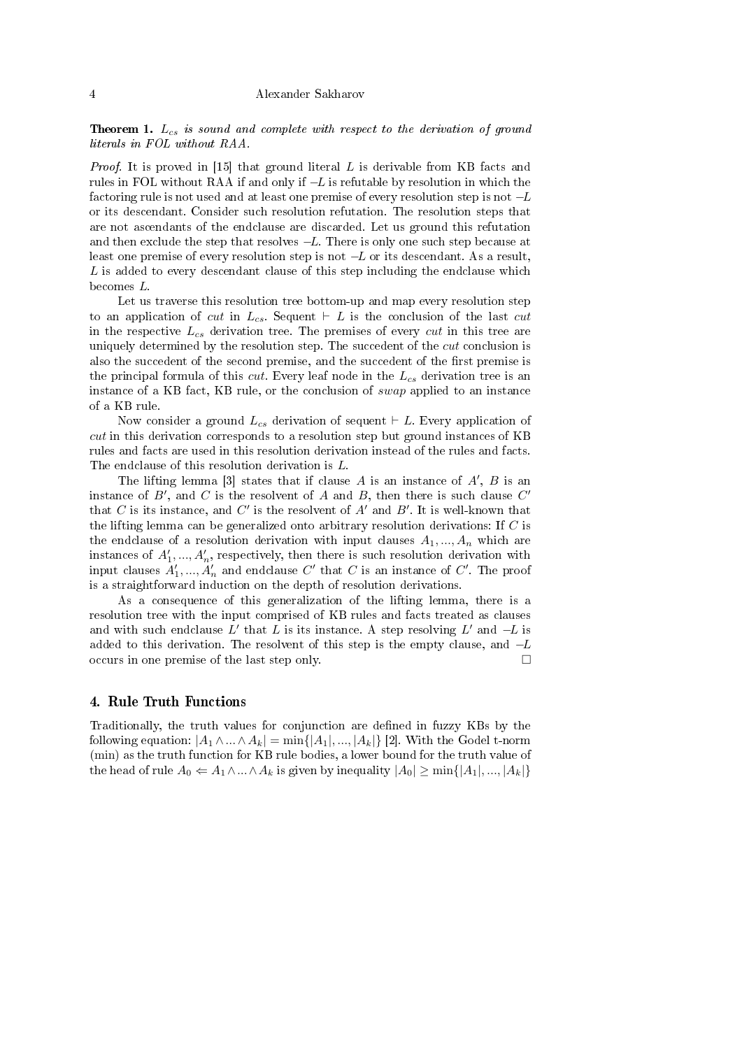**Theorem 1.** *$L_{cs}$ is sound and complete with respect to the derivation of ground literals in FOL without RAA.*

*Proof.* It is proved in [15] that ground literal $L$ is derivable from KB facts and rules in FOL without RAA if and only if $\neg L$ is refutable by resolution in which the factoring rule is not used and at least one premise of every resolution step is not $\neg L$ or its descendant. Consider such resolution refutation. The resolution steps that are not ascendants of the endclause are discarded. Let us ground this refutation and then exclude the step that resolves $\neg L$. There is only one such step because at least one premise of every resolution step is not $\neg L$ or its descendant. As a result, $L$ is added to every descendant clause of this step including the endclause which becomes $L$.

Let us traverse this resolution tree bottom-up and map every resolution step to an application of *cut* in $L_{cs}$. Sequent $\vdash L$ is the conclusion of the last *cut* in the respective $L_{cs}$ derivation tree. The premises of every *cut* in this tree are uniquely determined by the resolution step. The succedent of the *cut* conclusion is also the succedent of the second premise, and the succedent of the first premise is the principal formula of this *cut*. Every leaf node in the $L_{cs}$ derivation tree is an instance of a KB fact, KB rule, or the conclusion of *swap* applied to an instance of a KB rule.

Now consider a ground $L_{cs}$ derivation of sequent $\vdash L$. Every application of *cut* in this derivation corresponds to a resolution step but ground instances of KB rules and facts are used in this resolution derivation instead of the rules and facts. The endclause of this resolution derivation is $L$.

The lifting lemma [3] states that if clause $A$ is an instance of $A'$, $B$ is an instance of $B'$, and $C$ is the resolvent of $A$ and $B$, then there is such clause $C'$ that $C$ is its instance, and $C'$ is the resolvent of $A'$ and $B'$. It is well-known that the lifting lemma can be generalized onto arbitrary resolution derivations: If $C$ is the endclause of a resolution derivation with input clauses $A_1, ..., A_n$ which are instances of $A'_1, ..., A'_n$, respectively, then there is such resolution derivation with input clauses $A'_1, ..., A'_n$ and endclause $C'$ that $C$ is an instance of $C'$. The proof is a straightforward induction on the depth of resolution derivations.

As a consequence of this generalization of the lifting lemma, there is a resolution tree with the input comprised of KB rules and facts treated as clauses and with such endclause $L'$ that $L$ is its instance. A step resolving $L'$ and $\neg L$ is added to this derivation. The resolvent of this step is the empty clause, and $\neg L$ occurs in one premise of the last step only. □

## 4. Rule Truth Functions

Traditionally, the truth values for conjunction are defined in fuzzy KBs by the following equation: $|A_1 \wedge ... \wedge A_k| = \min\{|A_1|, ..., |A_k|\}$ [2]. With the Godel t-norm (min) as the truth function for KB rule bodies, a lower bound for the truth value of the head of rule $A_0 \Leftarrow A_1 \wedge ... \wedge A_k$ is given by inequality $|A_0| \geq \min\{|A_1|, ..., |A_k|\}$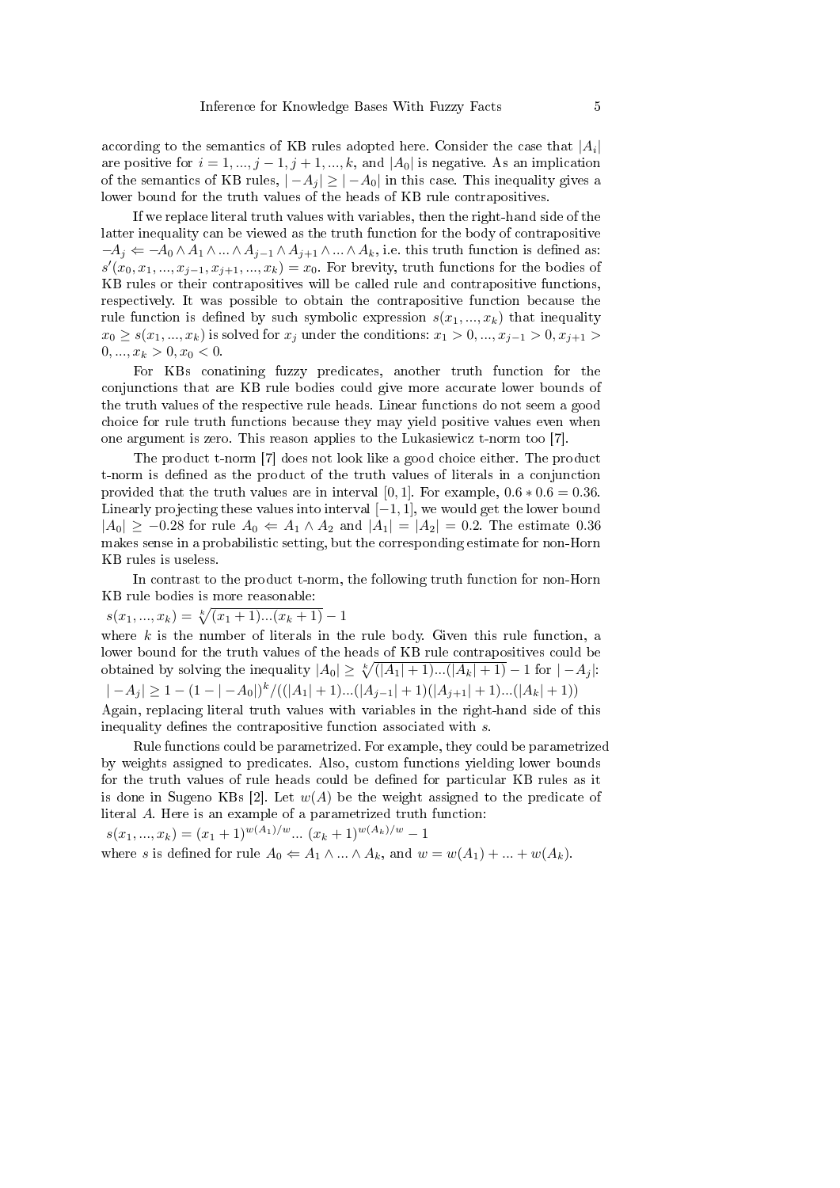according to the semantics of KB rules adopted here. Consider the case that $|A_i|$ are positive for $i = 1, ..., j-1, j+1, ..., k$, and $|A_0|$ is negative. As an implication of the semantics of KB rules, $|-A_j| \geq |-A_0|$ in this case. This inequality gives a lower bound for the truth values of the heads of KB rule contrapositives.

If we replace literal truth values with variables, then the right-hand side of the latter inequality can be viewed as the truth function for the body of contrapositive $-A_j \Leftarrow -A_0 \wedge A_1 \wedge ... \wedge A_{j-1} \wedge A_{j+1} \wedge ... \wedge A_k$, i.e. this truth function is defined as: $s'(x_0, x_1, ..., x_{j-1}, x_{j+1}, ..., x_k) = x_0$. For brevity, truth functions for the bodies of KB rules or their contrapositives will be called rule and contrapositive functions, respectively. It was possible to obtain the contrapositive function because the rule function is defined by such symbolic expression $s(x_1, ..., x_k)$ that inequality $x_0 \geq s(x_1, ..., x_k)$ is solved for $x_j$ under the conditions: $x_1 > 0, ..., x_{j-1} > 0, x_{j+1} > 0, ..., x_k > 0, x_0 < 0$.

For KBs conataining fuzzy predicates, another truth function for the conjunctions that are KB rule bodies could give more accurate lower bounds of the truth values of the respective rule heads. Linear functions do not seem a good choice for rule truth functions because they may yield positive values even when one argument is zero. This reason applies to the Lukasiewicz t-norm too [7].

The product t-norm [7] does not look like a good choice either. The product t-norm is defined as the product of the truth values of literals in a conjunction provided that the truth values are in interval $[0, 1]$. For example, $0.6 * 0.6 = 0.36$. Linearly projecting these values into interval $[-1, 1]$, we would get the lower bound $|A_0| \geq -0.28$ for rule $A_0 \Leftarrow A_1 \wedge A_2$ and $|A_1| = |A_2| = 0.2$. The estimate 0.36 makes sense in a probabilistic setting, but the corresponding estimate for non-Horn KB rules is useless.

In contrast to the product t-norm, the following truth function for non-Horn KB rule bodies is more reasonable:

$s(x_1, ..., x_k) = \sqrt[k]{(x_1 + 1)...(x_k + 1)} - 1$

where $k$ is the number of literals in the rule body. Given this rule function, a lower bound for the truth values of the heads of KB rule contrapositives could be obtained by solving the inequality $|A_0| \geq \sqrt[k]{(|A_1| + 1)...(|A_k| + 1)} - 1$ for $|-A_j|$:

$|-A_j| \geq 1 - (1 - |-A_0|)^k / ((|A_1| + 1)...(|A_{j-1}| + 1)(|A_{j+1}| + 1)...(|A_k| + 1))$

Again, replacing literal truth values with variables in the right-hand side of this inequality defines the contrapositive function associated with $s$.

Rule functions could be parametrized. For example, they could be parametrized by weights assigned to predicates. Also, custom functions yielding lower bounds for the truth values of rule heads could be defined for particular KB rules as it is done in Sugeno KBs [2]. Let $w(A)$ be the weight assigned to the predicate of literal $A$. Here is an example of a parametrized truth function:

$s(x_1, ..., x_k) = (x_1 + 1)^{w(A_1)/w} ... (x_k + 1)^{w(A_k)/w} - 1$

where $s$ is defined for rule $A_0 \Leftarrow A_1 \wedge ... \wedge A_k$, and $w = w(A_1) + ... + w(A_k)$.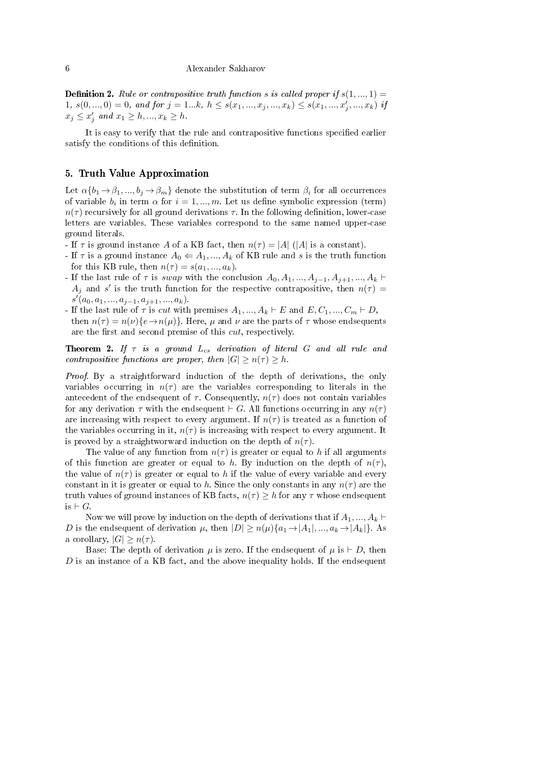**Definition 2.** *Rule or contrapositive truth function s is called proper if $s(1, ..., 1) = 1$, $s(0, ..., 0) = 0$, and for $j = 1...k$, $h \leq s(x_1, ..., x_j, ..., x_k) \leq s(x_1, ..., x'_j, ..., x_k)$ if $x_j \leq x'_j$ and $x_1 \geq h, ..., x_k \geq h$.*

It is easy to verify that the rule and contrapositive functions specified earlier satisfy the conditions of this definition.

## 5. Truth Value Approximation

Let $\alpha\{b_1 \to \beta_1, ..., b_j \to \beta_m\}$ denote the substitution of term $\beta_i$ for all occurrences of variable $b_i$ in term $\alpha$ for $i = 1, ..., m$. Let us define symbolic expression (term) $n(\tau)$ recursively for all ground derivations $\tau$. In the following definition, lower-case letters are variables. These variables correspond to the same named upper-case ground literals.

- If $\tau$ is ground instance $A$ of a KB fact, then $n(\tau) = |A|$ ($|A|$ is a constant).
- If $\tau$ is a ground instance $A_0 \Leftarrow A_1, ..., A_k$ of KB rule and $s$ is the truth function for this KB rule, then $n(\tau) = s(a_1, ..., a_k)$.
- If the last rule of $\tau$ is *swap* with the conclusion $A_0, A_1, ..., A_{j-1}, A_{j+1}, ..., A_k \vdash A_j$ and $s'$ is the truth function for the respective contrapositive, then $n(\tau) = s'(a_0, a_1, ..., a_{j-1}, a_{j+1}, ..., a_k)$.
- If the last rule of $\tau$ is *cut* with premises $A_1, ..., A_k \vdash E$ and $E, C_1, ..., C_m \vdash D$, then $n(\tau) = n(\nu)\{e \to n(\mu)\}$. Here, $\mu$ and $\nu$ are the parts of $\tau$ whose endsequents are the first and second premise of this *cut*, respectively.

**Theorem 2.** *If $\tau$ is a ground $L_{cs}$ derivation of literal $G$ and all rule and contrapositive functions are proper, then $|G| \geq n(\tau) \geq h$.*

*Proof.* By a straightforward induction of the depth of derivations, the only variables occurring in $n(\tau)$ are the variables corresponding to literals in the antecedent of the endsequent of $\tau$. Consequently, $n(\tau)$ does not contain variables for any derivation $\tau$ with the endsequent $\vdash G$. All functions occurring in any $n(\tau)$ are increasing with respect to every argument. If $n(\tau)$ is treated as a function of the variables occurring in it, $n(\tau)$ is increasing with respect to every argument. It is proved by a straightworward induction on the depth of $n(\tau)$.

The value of any function from $n(\tau)$ is greater or equal to $h$ if all arguments of this function are greater or equal to $h$. By induction on the depth of $n(\tau)$, the value of $n(\tau)$ is greater or equal to $h$ if the value of every variable and every constant in it is greater or equal to $h$. Since the only constants in any $n(\tau)$ are the truth values of ground instances of KB facts, $n(\tau) \geq h$ for any $\tau$ whose endsequent is $\vdash G$.

Now we will prove by induction on the depth of derivations that if $A_1, ..., A_k \vdash D$ is the endsequent of derivation $\mu$, then $|D| \geq n(\mu)\{a_1 \to |A_1|, ..., a_k \to |A_k|\}$. As a corollary, $|G| \geq n(\tau)$.

Base: The depth of derivation $\mu$ is zero. If the endsequent of $\mu$ is $\vdash D$, then $D$ is an instance of a KB fact, and the above inequality holds. If the endsequent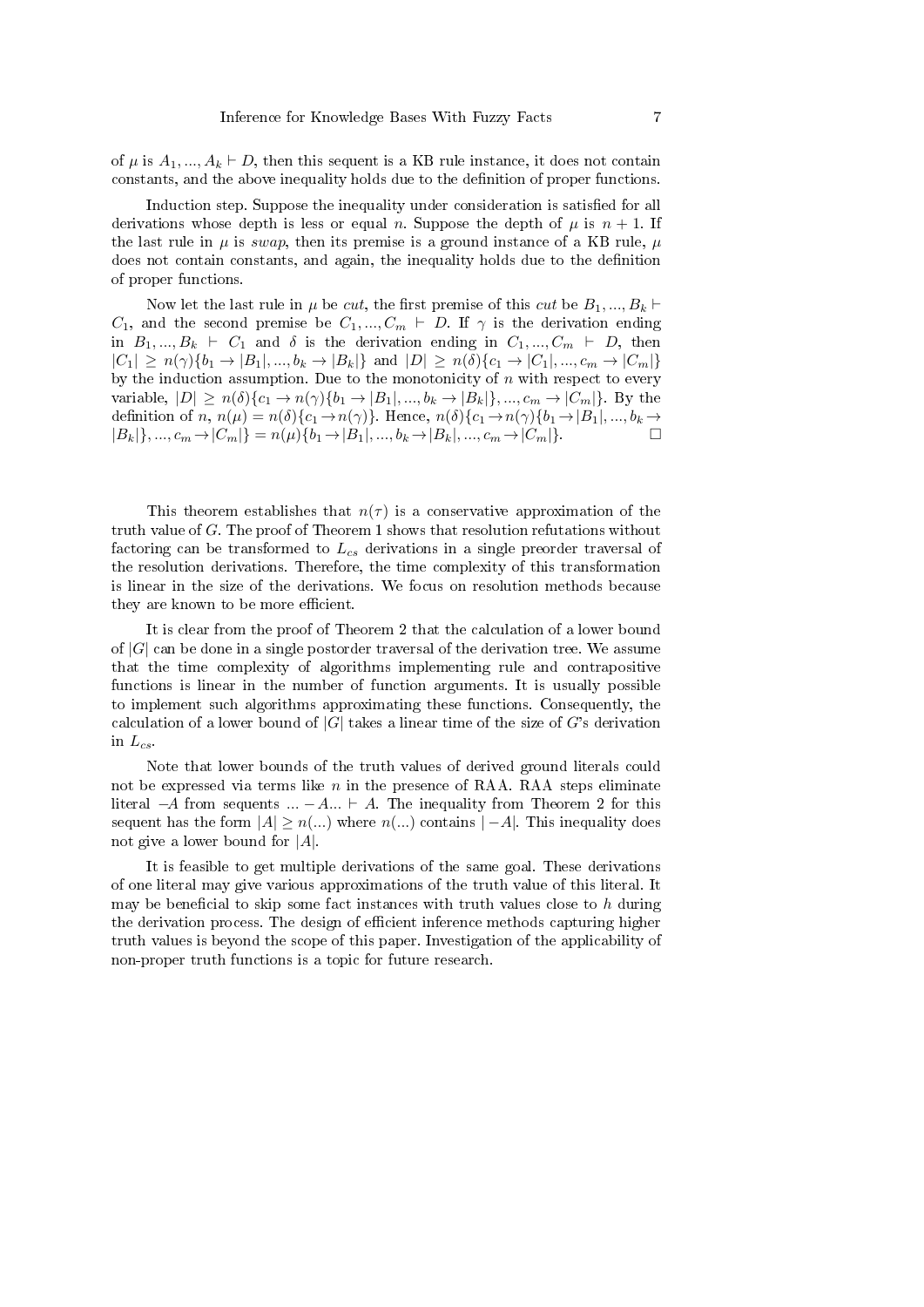of $\mu$ is $A_1, ..., A_k \vdash D$, then this sequent is a KB rule instance, it does not contain constants, and the above inequality holds due to the definition of proper functions.

Induction step. Suppose the inequality under consideration is satisfied for all derivations whose depth is less or equal $n$. Suppose the depth of $\mu$ is $n+1$. If the last rule in $\mu$ is *swap*, then its premise is a ground instance of a KB rule, $\mu$ does not contain constants, and again, the inequality holds due to the definition of proper functions.

Now let the last rule in $\mu$ be *cut*, the first premise of this *cut* be $B_1, ..., B_k \vdash C_1$, and the second premise be $C_1, ..., C_m \vdash D$. If $\gamma$ is the derivation ending in $B_1, ..., B_k \vdash C_1$ and $\delta$ is the derivation ending in $C_1, ..., C_m \vdash D$, then $|C_1| \geq n(\gamma)\{b_1 \rightarrow |B_1|, ..., b_k \rightarrow |B_k|\}$ and $|D| \geq n(\delta)\{c_1 \rightarrow |C_1|, ..., c_m \rightarrow |C_m|\}$ by the induction assumption. Due to the monotonicity of $n$ with respect to every variable, $|D| \geq n(\delta)\{c_1 \rightarrow n(\gamma)\{b_1 \rightarrow |B_1|, ..., b_k \rightarrow |B_k|\}, ..., c_m \rightarrow |C_m|\}$. By the definition of $n$, $n(\mu) = n(\delta)\{c_1 \rightarrow n(\gamma)\}$. Hence, $n(\delta)\{c_1 \rightarrow n(\gamma)\{b_1 \rightarrow |B_1|, ..., b_k \rightarrow |B_k|\}, ..., c_m \rightarrow |C_m|\} = n(\mu)\{b_1 \rightarrow |B_1|, ..., b_k \rightarrow |B_k|, ..., c_m \rightarrow |C_m|\}$. □

This theorem establishes that $n(\tau)$ is a conservative approximation of the truth value of $G$. The proof of Theorem 1 shows that resolution refutations without factoring can be transformed to $L_{cs}$ derivations in a single preorder traversal of the resolution derivations. Therefore, the time complexity of this transformation is linear in the size of the derivations. We focus on resolution methods because they are known to be more efficient.

It is clear from the proof of Theorem 2 that the calculation of a lower bound of $|G|$ can be done in a single postorder traversal of the derivation tree. We assume that the time complexity of algorithms implementing rule and contrapositive functions is linear in the number of function arguments. It is usually possible to implement such algorithms approximating these functions. Consequently, the calculation of a lower bound of $|G|$ takes a linear time of the size of $G$'s derivation in $L_{cs}$.

Note that lower bounds of the truth values of derived ground literals could not be expressed via terms like $n$ in the presence of RAA. RAA steps eliminate literal $-A$ from sequents $... -A ... \vdash A$. The inequality from Theorem 2 for this sequent has the form $|A| \geq n(...)$ where $n(...)$ contains $|-A|$. This inequality does not give a lower bound for $|A|$.

It is feasible to get multiple derivations of the same goal. These derivations of one literal may give various approximations of the truth value of this literal. It may be beneficial to skip some fact instances with truth values close to $h$ during the derivation process. The design of efficient inference methods capturing higher truth values is beyond the scope of this paper. Investigation of the applicability of non-proper truth functions is a topic for future research.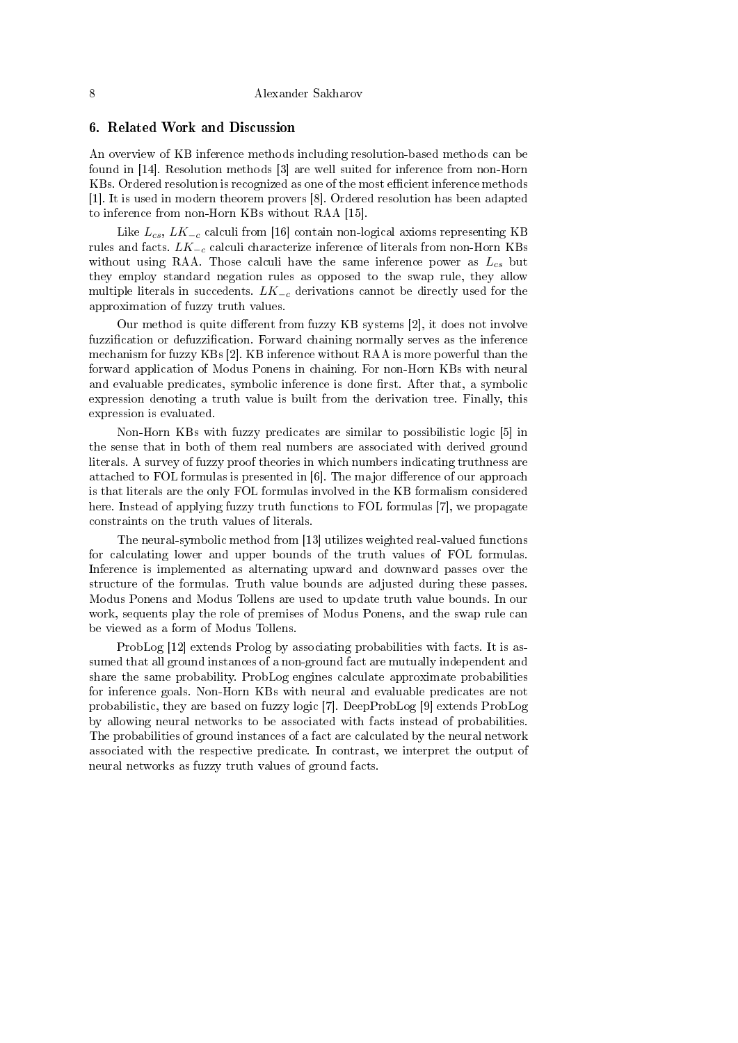## 6. Related Work and Discussion

An overview of KB inference methods including resolution-based methods can be found in [14]. Resolution methods [3] are well suited for inference from non-Horn KBs. Ordered resolution is recognized as one of the most efficient inference methods [1]. It is used in modern theorem provers [8]. Ordered resolution has been adapted to inference from non-Horn KBs without RAA [15].

Like $L_{cs}$, $LK_{-c}$ calculi from [16] contain non-logical axioms representing KB rules and facts. $LK_{-c}$ calculi characterize inference of literals from non-Horn KBs without using RAA. Those calculi have the same inference power as $L_{cs}$ but they employ standard negation rules as opposed to the swap rule, they allow multiple literals in succedents. $LK_{-c}$ derivations cannot be directly used for the approximation of fuzzy truth values.

Our method is quite different from fuzzy KB systems [2], it does not involve fuzzification or defuzzification. Forward chaining normally serves as the inference mechanism for fuzzy KBs [2]. KB inference without RAA is more powerful than the forward application of Modus Ponens in chaining. For non-Horn KBs with neural and evaluable predicates, symbolic inference is done first. After that, a symbolic expression denoting a truth value is built from the derivation tree. Finally, this expression is evaluated.

Non-Horn KBs with fuzzy predicates are similar to possibilistic logic [5] in the sense that in both of them real numbers are associated with derived ground literals. A survey of fuzzy proof theories in which numbers indicating truthness are attached to FOL formulas is presented in [6]. The major difference of our approach is that literals are the only FOL formulas involved in the KB formalism considered here. Instead of applying fuzzy truth functions to FOL formulas [7], we propagate constraints on the truth values of literals.

The neural-symbolic method from [13] utilizes weighted real-valued functions for calculating lower and upper bounds of the truth values of FOL formulas. Inference is implemented as alternating upward and downward passes over the structure of the formulas. Truth value bounds are adjusted during these passes. Modus Ponens and Modus Tollens are used to update truth value bounds. In our work, sequents play the role of premises of Modus Ponens, and the swap rule can be viewed as a form of Modus Tollens.

ProbLog [12] extends Prolog by associating probabilities with facts. It is assumed that all ground instances of a non-ground fact are mutually independent and share the same probability. ProbLog engines calculate approximate probabilities for inference goals. Non-Horn KBs with neural and evaluable predicates are not probabilistic, they are based on fuzzy logic [7]. DeepProbLog [9] extends ProbLog by allowing neural networks to be associated with facts instead of probabilities. The probabilities of ground instances of a fact are calculated by the neural network associated with the respective predicate. In contrast, we interpret the output of neural networks as fuzzy truth values of ground facts.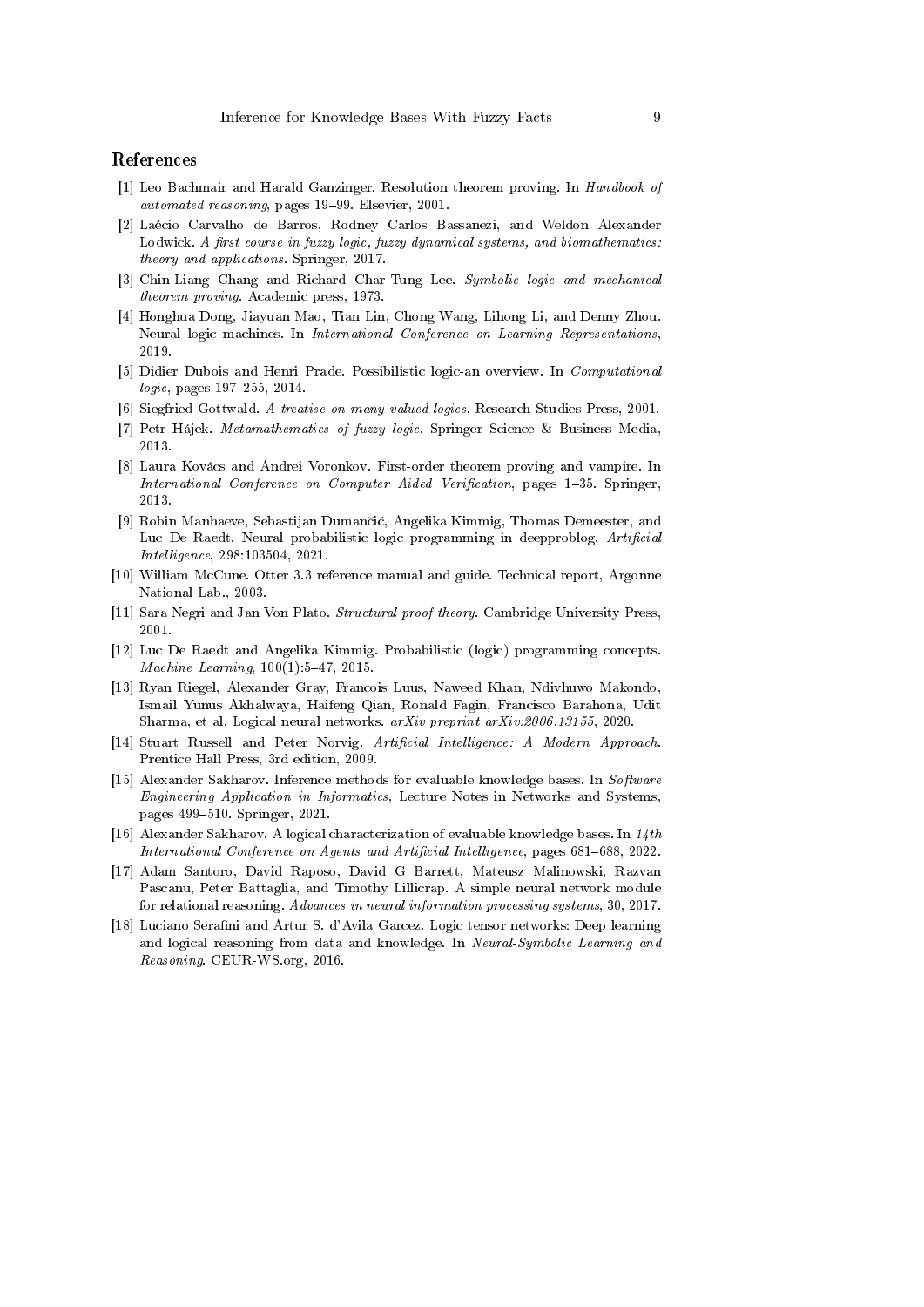## References

[1] Leo Bachmair and Harald Ganzinger. Resolution theorem proving. In *Handbook of automated reasoning*, pages 19–99. Elsevier, 2001.

[2] Laécio Carvalho de Barros, Rodney Carlos Bassanezi, and Weldon Alexander Lodwick. *A first course in fuzzy logic, fuzzy dynamical systems, and biomathematics: theory and applications*. Springer, 2017.

[3] Chin-Liang Chang and Richard Char-Tung Lee. *Symbolic logic and mechanical theorem proving*. Academic press, 1973.

[4] Honghua Dong, Jiayuan Mao, Tian Lin, Chong Wang, Lihong Li, and Denny Zhou. Neural logic machines. In *International Conference on Learning Representations*, 2019.

[5] Didier Dubois and Henri Prade. Possibilistic logic-an overview. In *Computational logic*, pages 197–255, 2014.

[6] Siegfried Gottwald. *A treatise on many-valued logics*. Research Studies Press, 2001.

[7] Petr Hájek. *Metamathematics of fuzzy logic*. Springer Science & Business Media, 2013.

[8] Laura Kovács and Andrei Voronkov. First-order theorem proving and vampire. In *International Conference on Computer Aided Verification*, pages 1–35. Springer, 2013.

[9] Robin Manhaeve, Sebastijan Dumančić, Angelika Kimmig, Thomas Demeester, and Luc De Raedt. Neural probabilistic logic programming in deepproblog. *Artificial Intelligence*, 298:103504, 2021.

[10] William McCune. Otter 3.3 reference manual and guide. Technical report, Argonne National Lab., 2003.

[11] Sara Negri and Jan Von Plato. *Structural proof theory*. Cambridge University Press, 2001.

[12] Luc De Raedt and Angelika Kimmig. Probabilistic (logic) programming concepts. *Machine Learning*, 100(1):5–47, 2015.

[13] Ryan Riegel, Alexander Gray, Francois Luus, Naweed Khan, Ndivhuwo Makondo, Ismail Yunus Akhalwaya, Haifeng Qian, Ronald Fagin, Francisco Barahona, Udit Sharma, et al. Logical neural networks. *arXiv preprint arXiv:2006.13155*, 2020.

[14] Stuart Russell and Peter Norvig. *Artificial Intelligence: A Modern Approach*. Prentice Hall Press, 3rd edition, 2009.

[15] Alexander Sakharov. Inference methods for evaluable knowledge bases. In *Software Engineering Application in Informatics*, Lecture Notes in Networks and Systems, pages 499–510. Springer, 2021.

[16] Alexander Sakharov. A logical characterization of evaluable knowledge bases. In *14th International Conference on Agents and Artificial Intelligence*, pages 681–688, 2022.

[17] Adam Santoro, David Raposo, David G Barrett, Mateusz Malinowski, Razvan Pascanu, Peter Battaglia, and Timothy Lillicrap. A simple neural network module for relational reasoning. *Advances in neural information processing systems*, 30, 2017.

[18] Luciano Serafini and Artur S. d'Avila Garcez. Logic tensor networks: Deep learning and logical reasoning from data and knowledge. In *Neural-Symbolic Learning and Reasoning*. CEUR-WS.org, 2016.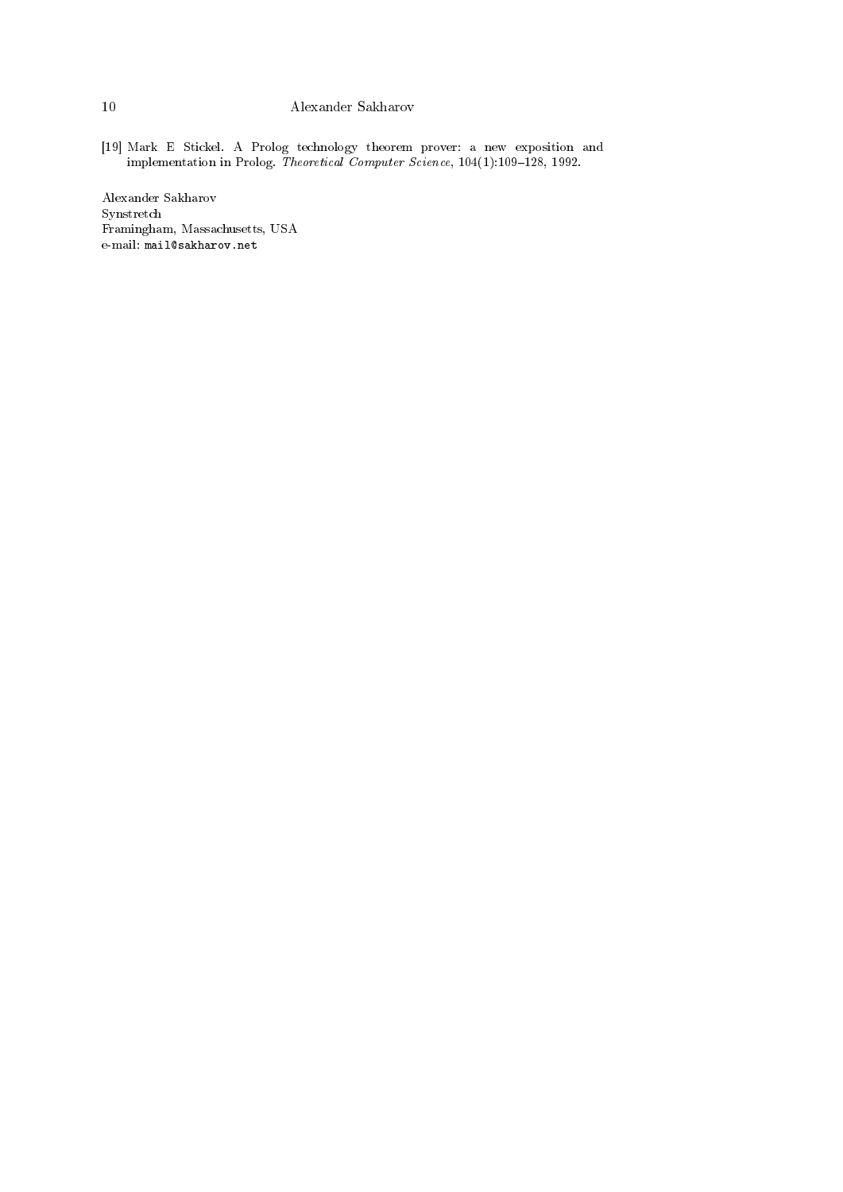[19] Mark E Stickel. A Prolog technology theorem prover: a new exposition and implementation in Prolog. *Theoretical Computer Science*, 104(1):109–128, 1992.

Alexander Sakharov
Synstretch
Framingham, Massachusetts, USA
e-mail: `mail@sakharov.net`